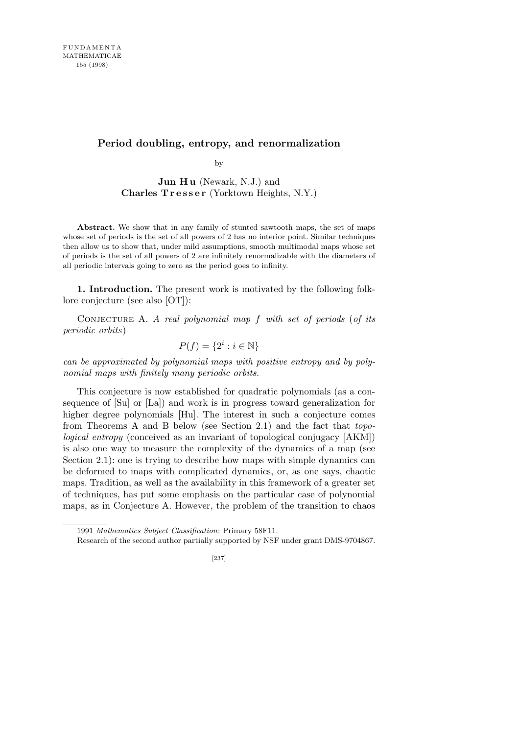# Period doubling, entropy, and renormalization

by

**Jun Hu** (Newark, N.J.) and
**Charles Tresser** (Yorktown Heights, N.Y.)

**Abstract.** We show that in any family of stunted sawtooth maps, the set of maps whose set of periods is the set of all powers of 2 has no interior point. Similar techniques then allow us to show that, under mild assumptions, smooth multimodal maps whose set of periods is the set of all powers of 2 are infinitely renormalizable with the diameters of all periodic intervals going to zero as the period goes to infinity.

**1. Introduction.** The present work is motivated by the following folklore conjecture (see also [OT]):

Conjecture A. *A real polynomial map $f$ with set of periods* (*of its periodic orbits*)

$$P(f) = \{2^i : i \in \mathbb{N}\}$$

*can be approximated by polynomial maps with positive entropy and by polynomial maps with finitely many periodic orbits.*

This conjecture is now established for quadratic polynomials (as a consequence of [Su] or [La]) and work is in progress toward generalization for higher degree polynomials [Hu]. The interest in such a conjecture comes from Theorems A and B below (see Section 2.1) and the fact that *topological entropy* (conceived as an invariant of topological conjugacy [AKM]) is also one way to measure the complexity of the dynamics of a map (see Section 2.1): one is trying to describe how maps with simple dynamics can be deformed to maps with complicated dynamics, or, as one says, chaotic maps. Tradition, as well as the availability in this framework of a greater set of techniques, has put some emphasis on the particular case of polynomial maps, as in Conjecture A. However, the problem of the transition to chaos

1991 *Mathematics Subject Classification*: Primary 58F11.

Research of the second author partially supported by NSF under grant DMS-9704867.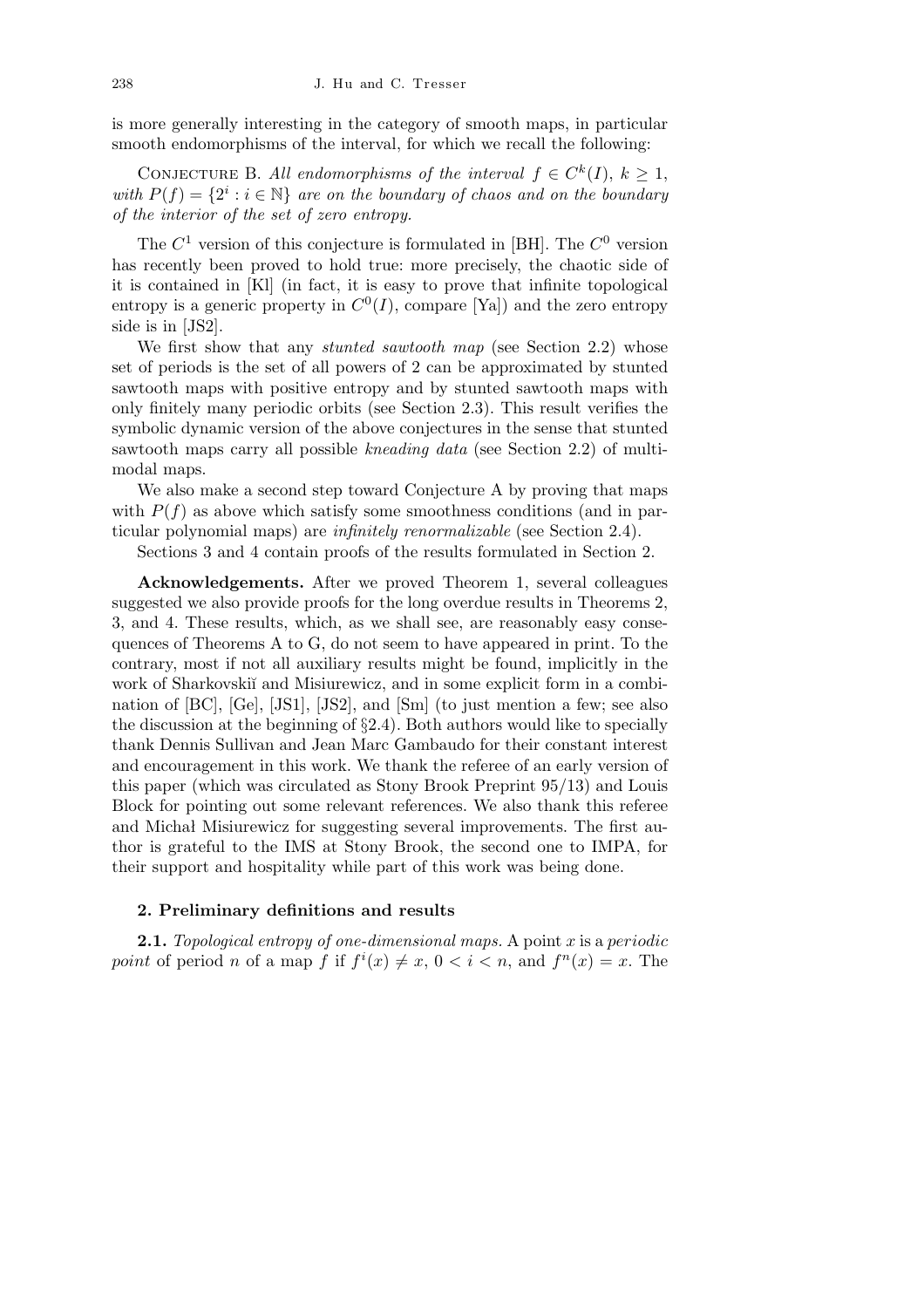is more generally interesting in the category of smooth maps, in particular smooth endomorphisms of the interval, for which we recall the following:

Conjecture B. *All endomorphisms of the interval $f \in C^k(I)$, $k \geq 1$, with $P(f) = \{2^i : i \in \mathbb{N}\}$ are on the boundary of chaos and on the boundary of the interior of the set of zero entropy.*

The $C^1$ version of this conjecture is formulated in [BH]. The $C^0$ version has recently been proved to hold true: more precisely, the chaotic side of it is contained in [Kl] (in fact, it is easy to prove that infinite topological entropy is a generic property in $C^0(I)$, compare [Ya]) and the zero entropy side is in [JS2].

We first show that any *stunted sawtooth map* (see Section 2.2) whose set of periods is the set of all powers of 2 can be approximated by stunted sawtooth maps with positive entropy and by stunted sawtooth maps with only finitely many periodic orbits (see Section 2.3). This result verifies the symbolic dynamic version of the above conjectures in the sense that stunted sawtooth maps carry all possible *kneading data* (see Section 2.2) of multimodal maps.

We also make a second step toward Conjecture A by proving that maps with $P(f)$ as above which satisfy some smoothness conditions (and in particular polynomial maps) are *infinitely renormalizable* (see Section 2.4).

Sections 3 and 4 contain proofs of the results formulated in Section 2.

**Acknowledgements.** After we proved Theorem 1, several colleagues suggested we also provide proofs for the long overdue results in Theorems 2, 3, and 4. These results, which, as we shall see, are reasonably easy consequences of Theorems A to G, do not seem to have appeared in print. To the contrary, most if not all auxiliary results might be found, implicitly in the work of Sharkovskiĭ and Misiurewicz, and in some explicit form in a combination of [BC], [Ge], [JS1], [JS2], and [Sm] (to just mention a few; see also the discussion at the beginning of §2.4). Both authors would like to specially thank Dennis Sullivan and Jean Marc Gambaudo for their constant interest and encouragement in this work. We thank the referee of an early version of this paper (which was circulated as Stony Brook Preprint 95/13) and Louis Block for pointing out some relevant references. We also thank this referee and Michał Misiurewicz for suggesting several improvements. The first author is grateful to the IMS at Stony Brook, the second one to IMPA, for their support and hospitality while part of this work was being done.

## 2. Preliminary definitions and results

**2.1.** *Topological entropy of one-dimensional maps.* A point $x$ is a *periodic point* of period $n$ of a map $f$ if $f^i(x) \neq x$, $0 < i < n$, and $f^n(x) = x$. The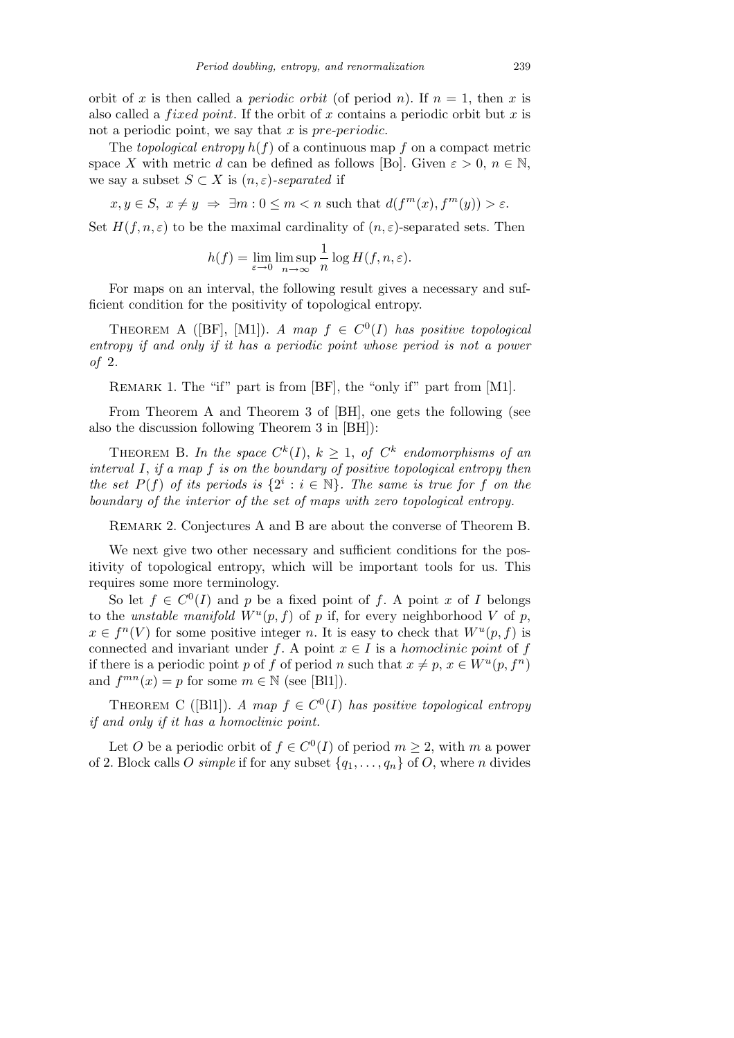orbit of $x$ is then called a *periodic orbit* (of period $n$). If $n = 1$, then $x$ is also called a *fixed point*. If the orbit of $x$ contains a periodic orbit but $x$ is not a periodic point, we say that $x$ is *pre-periodic*.

The *topological entropy* $h(f)$ of a continuous map $f$ on a compact metric space $X$ with metric $d$ can be defined as follows [Bo]. Given $\varepsilon > 0$, $n \in \mathbb{N}$, we say a subset $S \subset X$ is *$(n,\varepsilon)$-separated* if

$$x, y \in S,\ x \neq y \ \Rightarrow\ \exists m : 0 \leq m < n \text{ such that } d(f^m(x), f^m(y)) > \varepsilon.$$

Set $H(f, n, \varepsilon)$ to be the maximal cardinality of $(n,\varepsilon)$-separated sets. Then

$$h(f) = \lim_{\varepsilon \to 0} \limsup_{n \to \infty} \frac{1}{n} \log H(f, n, \varepsilon).$$

For maps on an interval, the following result gives a necessary and sufficient condition for the positivity of topological entropy.

Theorem A ([BF], [M1]). *A map $f \in C^0(I)$ has positive topological entropy if and only if it has a periodic point whose period is not a power of* 2.

Remark 1. The "if" part is from [BF], the "only if" part from [M1].

From Theorem A and Theorem 3 of [BH], one gets the following (see also the discussion following Theorem 3 in [BH]):

Theorem B. *In the space $C^k(I)$, $k \geq 1$, of $C^k$ endomorphisms of an interval $I$, if a map $f$ is on the boundary of positive topological entropy then the set $P(f)$ of its periods is $\{2^i : i \in \mathbb{N}\}$. The same is true for $f$ on the boundary of the interior of the set of maps with zero topological entropy.*

Remark 2. Conjectures A and B are about the converse of Theorem B.

We next give two other necessary and sufficient conditions for the positivity of topological entropy, which will be important tools for us. This requires some more terminology.

So let $f \in C^0(I)$ and $p$ be a fixed point of $f$. A point $x$ of $I$ belongs to the *unstable manifold* $W^u(p, f)$ of $p$ if, for every neighborhood $V$ of $p$, $x \in f^n(V)$ for some positive integer $n$. It is easy to check that $W^u(p, f)$ is connected and invariant under $f$. A point $x \in I$ is a *homoclinic point* of $f$ if there is a periodic point $p$ of $f$ of period $n$ such that $x \neq p$, $x \in W^u(p, f^n)$ and $f^{mn}(x) = p$ for some $m \in \mathbb{N}$ (see [Bl1]).

Theorem C ([Bl1]). *A map $f \in C^0(I)$ has positive topological entropy if and only if it has a homoclinic point.*

Let $O$ be a periodic orbit of $f \in C^0(I)$ of period $m \geq 2$, with $m$ a power of 2. Block calls $O$ *simple* if for any subset $\{q_1, \ldots, q_n\}$ of $O$, where $n$ divides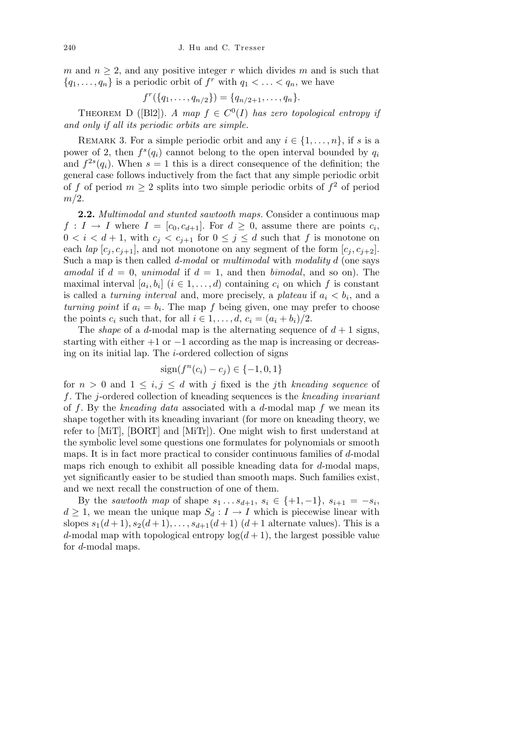$m$ and $n \geq 2$, and any positive integer $r$ which divides $m$ and is such that $\{q_1, \ldots, q_n\}$ is a periodic orbit of $f^r$ with $q_1 < \ldots < q_n$, we have

$$f^r(\{q_1, \ldots, q_{n/2}\}) = \{q_{n/2+1}, \ldots, q_n\}.$$

Theorem D ([Bl2]). *A map $f \in C^0(I)$ has zero topological entropy if and only if all its periodic orbits are simple.*

Remark 3. For a simple periodic orbit and any $i \in \{1, \ldots, n\}$, if $s$ is a power of 2, then $f^s(q_i)$ cannot belong to the open interval bounded by $q_i$ and $f^{2s}(q_i)$. When $s = 1$ this is a direct consequence of the definition; the general case follows inductively from the fact that any simple periodic orbit of $f$ of period $m \geq 2$ splits into two simple periodic orbits of $f^2$ of period $m/2$.

**2.2.** *Multimodal and stunted sawtooth maps.* Consider a continuous map $f : I \to I$ where $I = [c_0, c_{d+1}]$. For $d \geq 0$, assume there are points $c_i$, $0 < i < d+1$, with $c_j < c_{j+1}$ for $0 \leq j \leq d$ such that $f$ is monotone on each *lap* $[c_j, c_{j+1}]$, and not monotone on any segment of the form $[c_j, c_{j+2}]$. Such a map is then called *d-modal* or *multimodal* with *modality d* (one says *amodal* if $d = 0$, *unimodal* if $d = 1$, and then *bimodal*, and so on). The maximal interval $[a_i, b_i]$ ($i \in 1, \ldots, d$) containing $c_i$ on which $f$ is constant is called a *turning interval* and, more precisely, a *plateau* if $a_i < b_i$, and a *turning point* if $a_i = b_i$. The map $f$ being given, one may prefer to choose the points $c_i$ such that, for all $i \in 1, \ldots, d$, $c_i = (a_i + b_i)/2$.

The *shape* of a $d$-modal map is the alternating sequence of $d + 1$ signs, starting with either $+1$ or $-1$ according as the map is increasing or decreasing on its initial lap. The $i$-ordered collection of signs

$$\operatorname{sign}(f^n(c_i) - c_j) \in \{-1, 0, 1\}$$

for $n > 0$ and $1 \leq i, j \leq d$ with $j$ fixed is the $j$th *kneading sequence* of $f$. The $j$-ordered collection of kneading sequences is the *kneading invariant* of $f$. By the *kneading data* associated with a $d$-modal map $f$ we mean its shape together with its kneading invariant (for more on kneading theory, we refer to [MiT], [BORT] and [MiTr]). One might wish to first understand at the symbolic level some questions one formulates for polynomials or smooth maps. It is in fact more practical to consider continuous families of $d$-modal maps rich enough to exhibit all possible kneading data for $d$-modal maps, yet significantly easier to be studied than smooth maps. Such families exist, and we next recall the construction of one of them.

By the *sawtooth map* of shape $s_1 \ldots s_{d+1}$, $s_i \in \{+1, -1\}$, $s_{i+1} = -s_i$, $d \geq 1$, we mean the unique map $S_d : I \to I$ which is piecewise linear with slopes $s_1(d+1), s_2(d+1), \ldots, s_{d+1}(d+1)$ ($d+1$ alternate values). This is a $d$-modal map with topological entropy $\log(d+1)$, the largest possible value for $d$-modal maps.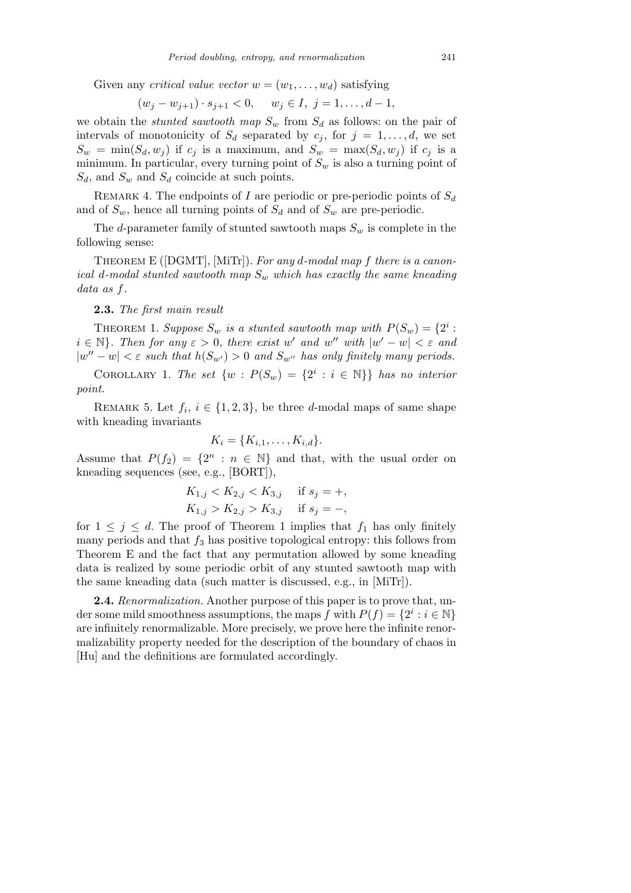Given any *critical value vector* $w = (w_1, \ldots, w_d)$ satisfying

$$(w_j - w_{j+1}) \cdot s_{j+1} < 0, \quad w_j \in I,\ j = 1, \ldots, d-1,$$

we obtain the *stunted sawtooth map* $S_w$ from $S_d$ as follows: on the pair of intervals of monotonicity of $S_d$ separated by $c_j$, for $j = 1, \ldots, d$, we set $S_w = \min(S_d, w_j)$ if $c_j$ is a maximum, and $S_w = \max(S_d, w_j)$ if $c_j$ is a minimum. In particular, every turning point of $S_w$ is also a turning point of $S_d$, and $S_w$ and $S_d$ coincide at such points.

Remark 4. The endpoints of $I$ are periodic or pre-periodic points of $S_d$ and of $S_w$, hence all turning points of $S_d$ and of $S_w$ are pre-periodic.

The $d$-parameter family of stunted sawtooth maps $S_w$ is complete in the following sense:

Theorem E ([DGMT], [MiTr]). *For any $d$-modal map $f$ there is a canonical $d$-modal stunted sawtooth map $S_w$ which has exactly the same kneading data as $f$.*

**2.3.** *The first main result*

Theorem 1. *Suppose $S_w$ is a stunted sawtooth map with $P(S_w) = \{2^i : i \in \mathbb{N}\}$. Then for any $\varepsilon > 0$, there exist $w'$ and $w''$ with $|w' - w| < \varepsilon$ and $|w'' - w| < \varepsilon$ such that $h(S_{w'}) > 0$ and $S_{w''}$ has only finitely many periods.*

Corollary 1. *The set $\{w : P(S_w) = \{2^i : i \in \mathbb{N}\}\}$ has no interior point.*

Remark 5. Let $f_i$, $i \in \{1, 2, 3\}$, be three $d$-modal maps of same shape with kneading invariants

$$K_i = \{K_{i,1}, \ldots, K_{i,d}\}.$$

Assume that $P(f_2) = \{2^n : n \in \mathbb{N}\}$ and that, with the usual order on kneading sequences (see, e.g., [BORT]),

$$K_{1,j} < K_{2,j} < K_{3,j} \quad \text{if } s_j = +,$$
$$K_{1,j} > K_{2,j} > K_{3,j} \quad \text{if } s_j = -,$$

for $1 \leq j \leq d$. The proof of Theorem 1 implies that $f_1$ has only finitely many periods and that $f_3$ has positive topological entropy: this follows from Theorem E and the fact that any permutation allowed by some kneading data is realized by some periodic orbit of any stunted sawtooth map with the same kneading data (such matter is discussed, e.g., in [MiTr]).

**2.4.** *Renormalization.* Another purpose of this paper is to prove that, under some mild smoothness assumptions, the maps $f$ with $P(f) = \{2^i : i \in \mathbb{N}\}$ are infinitely renormalizable. More precisely, we prove here the infinite renormalizability property needed for the description of the boundary of chaos in [Hu] and the definitions are formulated accordingly.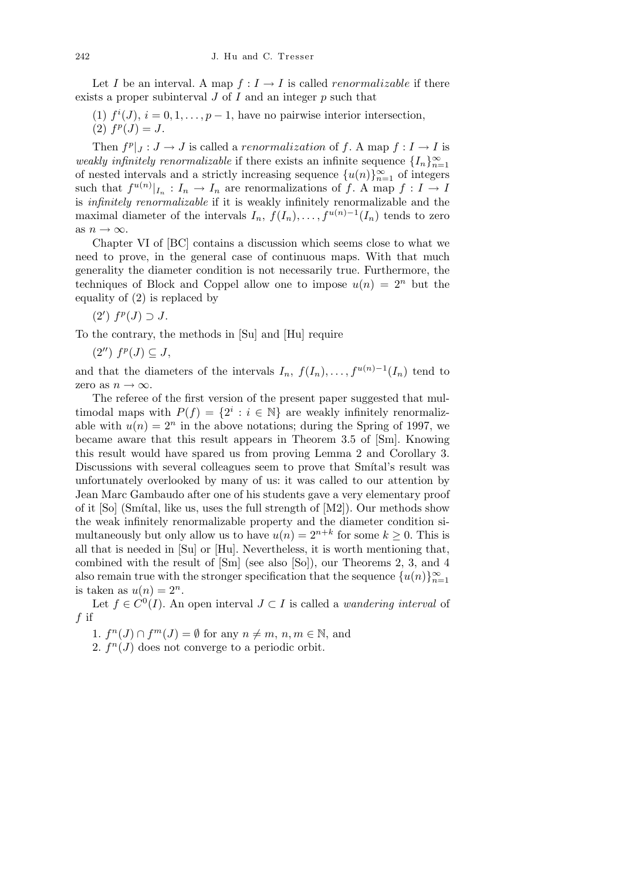Let $I$ be an interval. A map $f : I \to I$ is called *renormalizable* if there exists a proper subinterval $J$ of $I$ and an integer $p$ such that

(1) $f^i(J)$, $i = 0, 1, \ldots, p-1$, have no pairwise interior intersection,
(2) $f^p(J) = J$.

Then $f^p|_J : J \to J$ is called a *renormalization* of $f$. A map $f : I \to I$ is *weakly infinitely renormalizable* if there exists an infinite sequence $\{I_n\}_{n=1}^{\infty}$ of nested intervals and a strictly increasing sequence $\{u(n)\}_{n=1}^{\infty}$ of integers such that $f^{u(n)}|_{I_n} : I_n \to I_n$ are renormalizations of $f$. A map $f : I \to I$ is *infinitely renormalizable* if it is weakly infinitely renormalizable and the maximal diameter of the intervals $I_n, f(I_n), \ldots, f^{u(n)-1}(I_n)$ tends to zero as $n \to \infty$.

Chapter VI of [BC] contains a discussion which seems close to what we need to prove, in the general case of continuous maps. With that much generality the diameter condition is not necessarily true. Furthermore, the techniques of Block and Coppel allow one to impose $u(n) = 2^n$ but the equality of (2) is replaced by

($2'$) $f^p(J) \supset J$.

To the contrary, the methods in [Su] and [Hu] require

($2''$) $f^p(J) \subseteq J$,

and that the diameters of the intervals $I_n, f(I_n), \ldots, f^{u(n)-1}(I_n)$ tend to zero as $n \to \infty$.

The referee of the first version of the present paper suggested that multimodal maps with $P(f) = \{2^i : i \in \mathbb{N}\}$ are weakly infinitely renormalizable with $u(n) = 2^n$ in the above notations; during the Spring of 1997, we became aware that this result appears in Theorem 3.5 of [Sm]. Knowing this result would have spared us from proving Lemma 2 and Corollary 3. Discussions with several colleagues seem to prove that Smítal's result was unfortunately overlooked by many of us: it was called to our attention by Jean Marc Gambaudo after one of his students gave a very elementary proof of it [So] (Smítal, like us, uses the full strength of [M2]). Our methods show the weak infinitely renormalizable property and the diameter condition simultaneously but only allow us to have $u(n) = 2^{n+k}$ for some $k \geq 0$. This is all that is needed in [Su] or [Hu]. Nevertheless, it is worth mentioning that, combined with the result of [Sm] (see also [So]), our Theorems 2, 3, and 4 also remain true with the stronger specification that the sequence $\{u(n)\}_{n=1}^{\infty}$ is taken as $u(n) = 2^n$.

Let $f \in C^0(I)$. An open interval $J \subset I$ is called a *wandering interval* of $f$ if

1. $f^n(J) \cap f^m(J) = \emptyset$ for any $n \neq m$, $n, m \in \mathbb{N}$, and
2. $f^n(J)$ does not converge to a periodic orbit.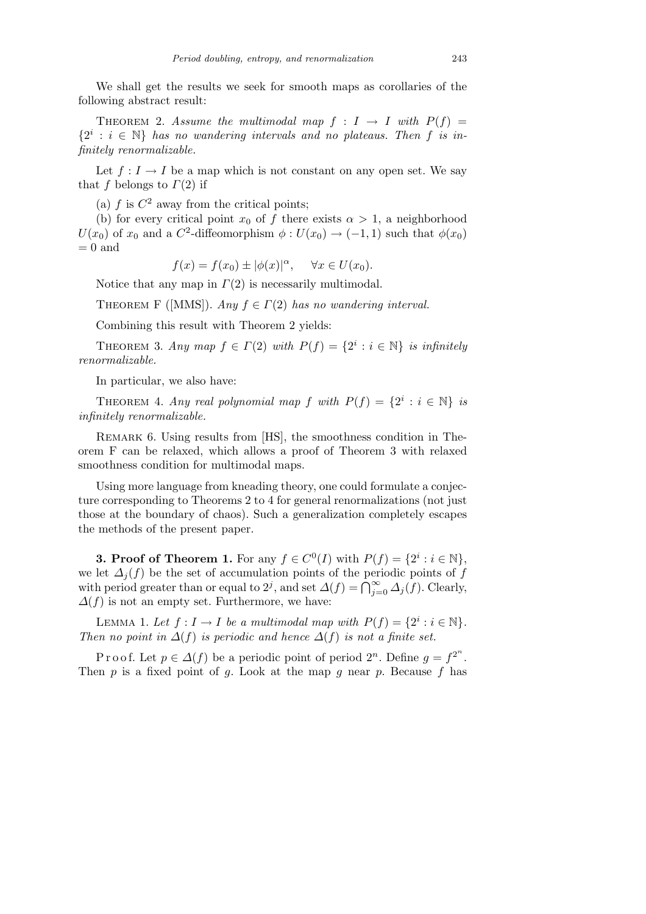We shall get the results we seek for smooth maps as corollaries of the following abstract result:

Theorem 2. *Assume the multimodal map $f : I \to I$ with $P(f) = \{2^i : i \in \mathbb{N}\}$ has no wandering intervals and no plateaus. Then $f$ is infinitely renormalizable.*

Let $f : I \to I$ be a map which is not constant on any open set. We say that $f$ belongs to $\Gamma(2)$ if

(a) $f$ is $C^2$ away from the critical points;

(b) for every critical point $x_0$ of $f$ there exists $\alpha > 1$, a neighborhood $U(x_0)$ of $x_0$ and a $C^2$-diffeomorphism $\phi : U(x_0) \to (-1, 1)$ such that $\phi(x_0) = 0$ and

$$f(x) = f(x_0) \pm |\phi(x)|^\alpha, \quad \forall x \in U(x_0).$$

Notice that any map in $\Gamma(2)$ is necessarily multimodal.

Theorem F ([MMS]). *Any $f \in \Gamma(2)$ has no wandering interval.*

Combining this result with Theorem 2 yields:

Theorem 3. *Any map $f \in \Gamma(2)$ with $P(f) = \{2^i : i \in \mathbb{N}\}$ is infinitely renormalizable.*

In particular, we also have:

Theorem 4. *Any real polynomial map $f$ with $P(f) = \{2^i : i \in \mathbb{N}\}$ is infinitely renormalizable.*

Remark 6. Using results from [HS], the smoothness condition in Theorem F can be relaxed, which allows a proof of Theorem 3 with relaxed smoothness condition for multimodal maps.

Using more language from kneading theory, one could formulate a conjecture corresponding to Theorems 2 to 4 for general renormalizations (not just those at the boundary of chaos). Such a generalization completely escapes the methods of the present paper.

**3. Proof of Theorem 1.** For any $f \in C^0(I)$ with $P(f) = \{2^i : i \in \mathbb{N}\}$, we let $\Delta_j(f)$ be the set of accumulation points of the periodic points of $f$ with period greater than or equal to $2^j$, and set $\Delta(f) = \bigcap_{j=0}^{\infty} \Delta_j(f)$. Clearly, $\Delta(f)$ is not an empty set. Furthermore, we have:

Lemma 1. *Let $f : I \to I$ be a multimodal map with $P(f) = \{2^i : i \in \mathbb{N}\}$. Then no point in $\Delta(f)$ is periodic and hence $\Delta(f)$ is not a finite set.*

Proof. Let $p \in \Delta(f)$ be a periodic point of period $2^n$. Define $g = f^{2^n}$. Then $p$ is a fixed point of $g$. Look at the map $g$ near $p$. Because $f$ has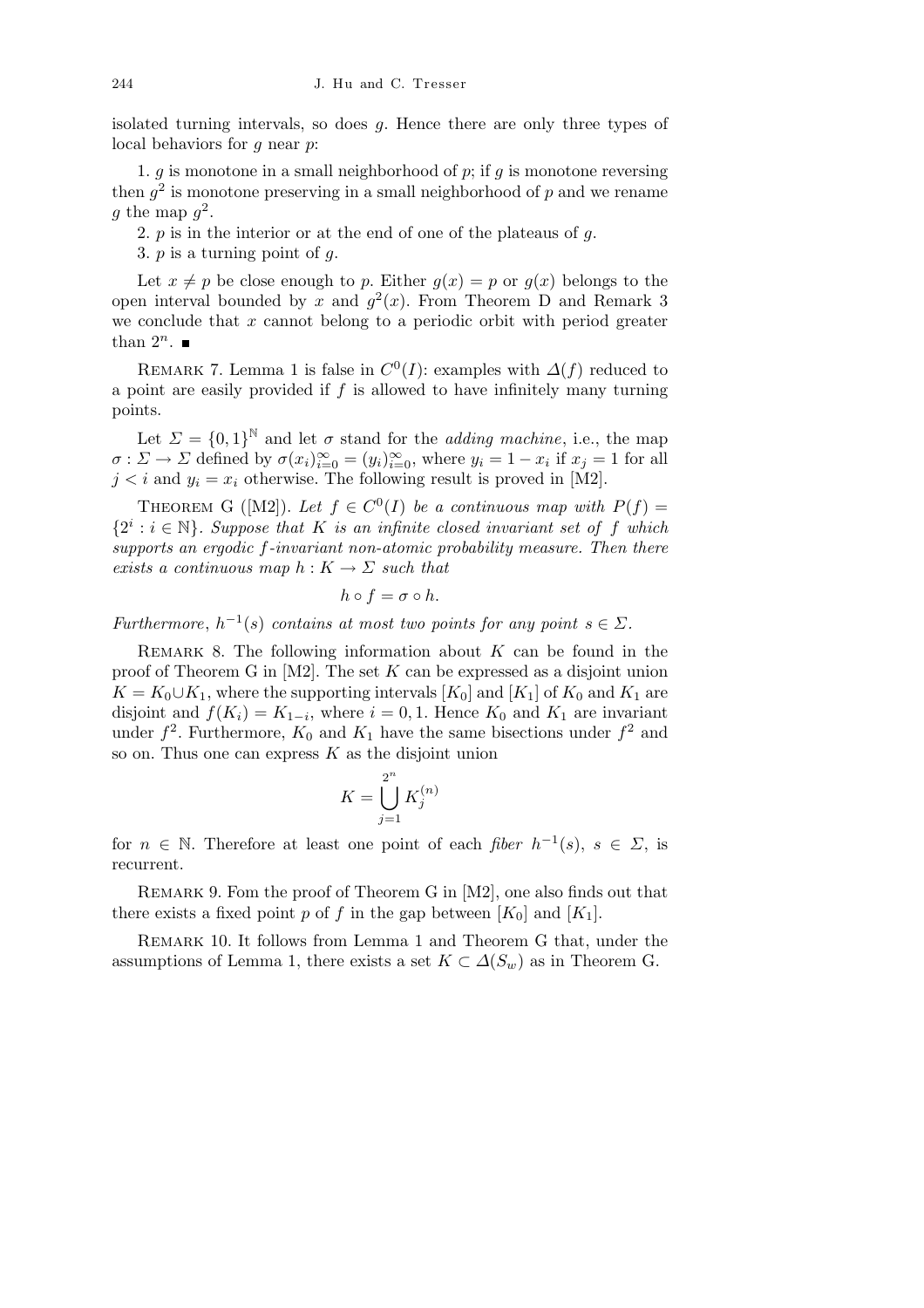isolated turning intervals, so does $g$. Hence there are only three types of local behaviors for $g$ near $p$:

1. $g$ is monotone in a small neighborhood of $p$; if $g$ is monotone reversing then $g^2$ is monotone preserving in a small neighborhood of $p$ and we rename $g$ the map $g^2$.

2. $p$ is in the interior or at the end of one of the plateaus of $g$.

3. $p$ is a turning point of $g$.

Let $x \neq p$ be close enough to $p$. Either $g(x) = p$ or $g(x)$ belongs to the open interval bounded by $x$ and $g^2(x)$. From Theorem D and Remark 3 we conclude that $x$ cannot belong to a periodic orbit with period greater than $2^n$. ∎

REMARK 7. Lemma 1 is false in $C^0(I)$: examples with $\Delta(f)$ reduced to a point are easily provided if $f$ is allowed to have infinitely many turning points.

Let $\Sigma = \{0,1\}^{\mathbb{N}}$ and let $\sigma$ stand for the *adding machine*, i.e., the map $\sigma : \Sigma \to \Sigma$ defined by $\sigma(x_i)_{i=0}^{\infty} = (y_i)_{i=0}^{\infty}$, where $y_i = 1 - x_i$ if $x_j = 1$ for all $j < i$ and $y_i = x_i$ otherwise. The following result is proved in [M2].

THEOREM G ([M2]). *Let $f \in C^0(I)$ be a continuous map with $P(f) = \{2^i : i \in \mathbb{N}\}$. Suppose that $K$ is an infinite closed invariant set of $f$ which supports an ergodic $f$-invariant non-atomic probability measure. Then there exists a continuous map $h : K \to \Sigma$ such that*

$$h \circ f = \sigma \circ h.$$

*Furthermore, $h^{-1}(s)$ contains at most two points for any point $s \in \Sigma$.*

REMARK 8. The following information about $K$ can be found in the proof of Theorem G in [M2]. The set $K$ can be expressed as a disjoint union $K = K_0 \cup K_1$, where the supporting intervals $[K_0]$ and $[K_1]$ of $K_0$ and $K_1$ are disjoint and $f(K_i) = K_{1-i}$, where $i = 0, 1$. Hence $K_0$ and $K_1$ are invariant under $f^2$. Furthermore, $K_0$ and $K_1$ have the same bisections under $f^2$ and so on. Thus one can express $K$ as the disjoint union

$$K = \bigcup_{j=1}^{2^n} K_j^{(n)}$$

for $n \in \mathbb{N}$. Therefore at least one point of each *fiber* $h^{-1}(s)$, $s \in \Sigma$, is recurrent.

REMARK 9. Fom the proof of Theorem G in [M2], one also finds out that there exists a fixed point $p$ of $f$ in the gap between $[K_0]$ and $[K_1]$.

REMARK 10. It follows from Lemma 1 and Theorem G that, under the assumptions of Lemma 1, there exists a set $K \subset \Delta(S_w)$ as in Theorem G.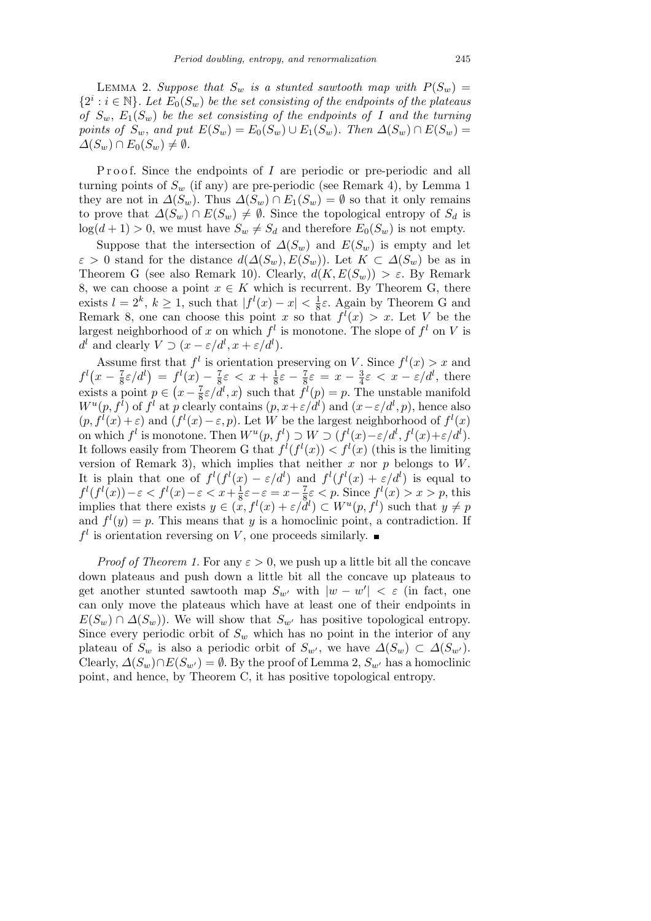LEMMA 2. *Suppose that $S_w$ is a stunted sawtooth map with $P(S_w) = \{2^i : i \in \mathbb{N}\}$. Let $E_0(S_w)$ be the set consisting of the endpoints of the plateaus of $S_w$, $E_1(S_w)$ be the set consisting of the endpoints of $I$ and the turning points of $S_w$, and put $E(S_w) = E_0(S_w) \cup E_1(S_w)$. Then $\Delta(S_w) \cap E(S_w) = \Delta(S_w) \cap E_0(S_w) \neq \emptyset$.*

Proof. Since the endpoints of $I$ are periodic or pre-periodic and all turning points of $S_w$ (if any) are pre-periodic (see Remark 4), by Lemma 1 they are not in $\Delta(S_w)$. Thus $\Delta(S_w) \cap E_1(S_w) = \emptyset$ so that it only remains to prove that $\Delta(S_w) \cap E(S_w) \neq \emptyset$. Since the topological entropy of $S_d$ is $\log(d+1) > 0$, we must have $S_w \neq S_d$ and therefore $E_0(S_w)$ is not empty.

Suppose that the intersection of $\Delta(S_w)$ and $E(S_w)$ is empty and let $\varepsilon > 0$ stand for the distance $d(\Delta(S_w), E(S_w))$. Let $K \subset \Delta(S_w)$ be as in Theorem G (see also Remark 10). Clearly, $d(K, E(S_w)) > \varepsilon$. By Remark 8, we can choose a point $x \in K$ which is recurrent. By Theorem G, there exists $l = 2^k$, $k \geq 1$, such that $|f^l(x) - x| < \frac{1}{8}\varepsilon$. Again by Theorem G and Remark 8, one can choose this point $x$ so that $f^l(x) > x$. Let $V$ be the largest neighborhood of $x$ on which $f^l$ is monotone. The slope of $f^l$ on $V$ is $d^l$ and clearly $V \supset (x - \varepsilon/d^l, x + \varepsilon/d^l)$.

Assume first that $f^l$ is orientation preserving on $V$. Since $f^l(x) > x$ and $f^l\big(x - \frac{7}{8}\varepsilon/d^l\big) = f^l(x) - \frac{7}{8}\varepsilon < x + \frac{1}{8}\varepsilon - \frac{7}{8}\varepsilon = x - \frac{3}{4}\varepsilon < x - \varepsilon/d^l$, there exists a point $p \in \big(x - \frac{7}{8}\varepsilon/d^l, x\big)$ such that $f^l(p) = p$. The unstable manifold $W^u(p, f^l)$ of $f^l$ at $p$ clearly contains $(p, x+\varepsilon/d^l)$ and $(x-\varepsilon/d^l, p)$, hence also $(p, f^l(x)+\varepsilon)$ and $(f^l(x)-\varepsilon, p)$. Let $W$ be the largest neighborhood of $f^l(x)$ on which $f^l$ is monotone. Then $W^u(p, f^l) \supset W \supset (f^l(x)-\varepsilon/d^l, f^l(x)+\varepsilon/d^l)$. It follows easily from Theorem G that $f^l(f^l(x)) < f^l(x)$ (this is the limiting version of Remark 3), which implies that neither $x$ nor $p$ belongs to $W$. It is plain that one of $f^l(f^l(x) - \varepsilon/d^l)$ and $f^l(f^l(x) + \varepsilon/d^l)$ is equal to $f^l(f^l(x)) - \varepsilon < f^l(x) - \varepsilon < x + \frac{1}{8}\varepsilon - \varepsilon = x - \frac{7}{8}\varepsilon < p$. Since $f^l(x) > x > p$, this implies that there exists $y \in (x, f^l(x) + \varepsilon/d^l) \subset W^u(p, f^l)$ such that $y \neq p$ and $f^l(y) = p$. This means that $y$ is a homoclinic point, a contradiction. If $f^l$ is orientation reversing on $V$, one proceeds similarly. ∎

*Proof of Theorem 1.* For any $\varepsilon > 0$, we push up a little bit all the concave down plateaus and push down a little bit all the concave up plateaus to get another stunted sawtooth map $S_{w'}$ with $|w - w'| < \varepsilon$ (in fact, one can only move the plateaus which have at least one of their endpoints in $E(S_w) \cap \Delta(S_w)$). We will show that $S_{w'}$ has positive topological entropy. Since every periodic orbit of $S_w$ which has no point in the interior of any plateau of $S_w$ is also a periodic orbit of $S_{w'}$, we have $\Delta(S_w) \subset \Delta(S_{w'})$. Clearly, $\Delta(S_w) \cap E(S_{w'}) = \emptyset$. By the proof of Lemma 2, $S_{w'}$ has a homoclinic point, and hence, by Theorem C, it has positive topological entropy.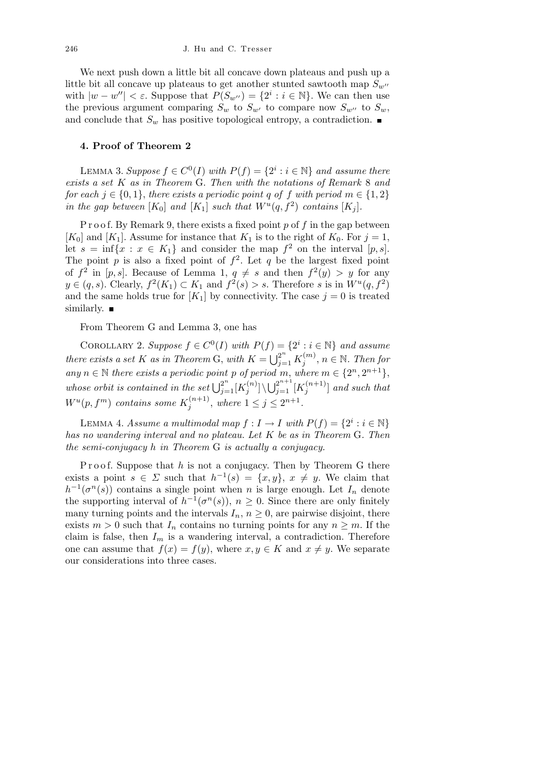We next push down a little bit all concave down plateaus and push up a little bit all concave up plateaus to get another stunted sawtooth map $S_{w''}$ with $|w - w''| < \varepsilon$. Suppose that $P(S_{w''}) = \{2^i : i \in \mathbb{N}\}$. We can then use the previous argument comparing $S_w$ to $S_{w'}$ to compare now $S_{w''}$ to $S_w$, and conclude that $S_w$ has positive topological entropy, a contradiction. ■

## 4. Proof of Theorem 2

LEMMA 3. *Suppose $f \in C^0(I)$ with $P(f) = \{2^i : i \in \mathbb{N}\}$ and assume there exists a set $K$ as in Theorem* G. *Then with the notations of Remark* 8 *and for each $j \in \{0, 1\}$, there exists a periodic point $q$ of $f$ with period $m \in \{1, 2\}$ in the gap between $[K_0]$ and $[K_1]$ such that $W^u(q, f^2)$ contains $[K_j]$.*

Proof. By Remark 9, there exists a fixed point $p$ of $f$ in the gap between $[K_0]$ and $[K_1]$. Assume for instance that $K_1$ is to the right of $K_0$. For $j = 1$, let $s = \inf\{x : x \in K_1\}$ and consider the map $f^2$ on the interval $[p, s]$. The point $p$ is also a fixed point of $f^2$. Let $q$ be the largest fixed point of $f^2$ in $[p, s]$. Because of Lemma 1, $q \neq s$ and then $f^2(y) > y$ for any $y \in (q, s)$. Clearly, $f^2(K_1) \subset K_1$ and $f^2(s) > s$. Therefore $s$ is in $W^u(q, f^2)$ and the same holds true for $[K_1]$ by connectivity. The case $j = 0$ is treated similarly. ■

From Theorem G and Lemma 3, one has

COROLLARY 2. *Suppose $f \in C^0(I)$ with $P(f) = \{2^i : i \in \mathbb{N}\}$ and assume there exists a set $K$ as in Theorem* G, *with $K = \bigcup_{j=1}^{2^n} K_j^{(m)}$, $n \in \mathbb{N}$. Then for any $n \in \mathbb{N}$ there exists a periodic point $p$ of period $m$, where $m \in \{2^n, 2^{n+1}\}$, whose orbit is contained in the set $\bigcup_{j=1}^{2^n}[K_j^{(n)}] \setminus \bigcup_{j=1}^{2^{n+1}}[K_j^{(n+1)}]$ and such that $W^u(p, f^m)$ contains some $K_j^{(n+1)}$, where $1 \leq j \leq 2^{n+1}$.*

LEMMA 4. *Assume a multimodal map $f : I \to I$ with $P(f) = \{2^i : i \in \mathbb{N}\}$ has no wandering interval and no plateau. Let $K$ be as in Theorem* G. *Then the semi-conjugacy $h$ in Theorem* G *is actually a conjugacy.*

Proof. Suppose that $h$ is not a conjugacy. Then by Theorem G there exists a point $s \in \Sigma$ such that $h^{-1}(s) = \{x, y\}$, $x \neq y$. We claim that $h^{-1}(\sigma^n(s))$ contains a single point when $n$ is large enough. Let $I_n$ denote the supporting interval of $h^{-1}(\sigma^n(s))$, $n \geq 0$. Since there are only finitely many turning points and the intervals $I_n$, $n \geq 0$, are pairwise disjoint, there exists $m > 0$ such that $I_n$ contains no turning points for any $n \geq m$. If the claim is false, then $I_m$ is a wandering interval, a contradiction. Therefore one can assume that $f(x) = f(y)$, where $x, y \in K$ and $x \neq y$. We separate our considerations into three cases.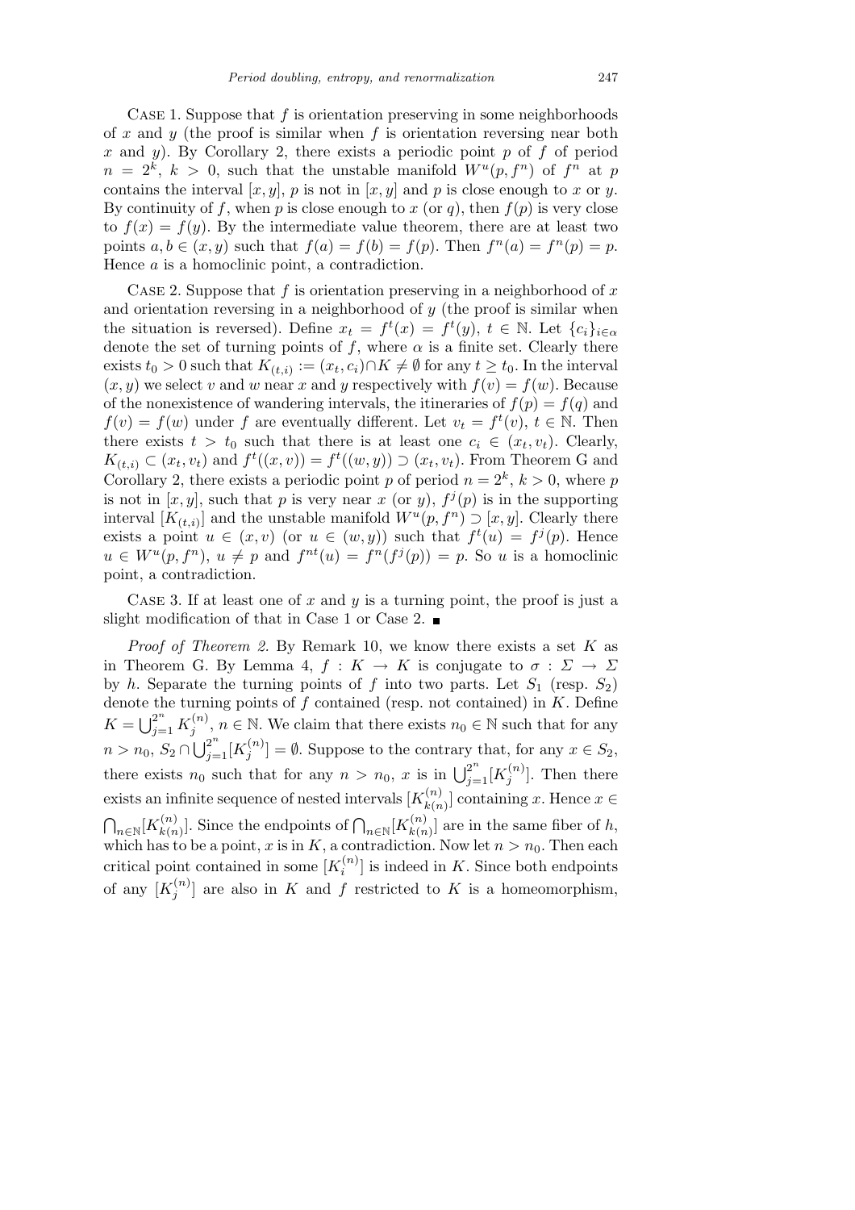Case 1. Suppose that $f$ is orientation preserving in some neighborhoods of $x$ and $y$ (the proof is similar when $f$ is orientation reversing near both $x$ and $y$). By Corollary 2, there exists a periodic point $p$ of $f$ of period $n = 2^k$, $k > 0$, such that the unstable manifold $W^u(p, f^n)$ of $f^n$ at $p$ contains the interval $[x, y]$, $p$ is not in $[x, y]$ and $p$ is close enough to $x$ or $y$. By continuity of $f$, when $p$ is close enough to $x$ (or $q$), then $f(p)$ is very close to $f(x) = f(y)$. By the intermediate value theorem, there are at least two points $a, b \in (x, y)$ such that $f(a) = f(b) = f(p)$. Then $f^n(a) = f^n(p) = p$. Hence $a$ is a homoclinic point, a contradiction.

Case 2. Suppose that $f$ is orientation preserving in a neighborhood of $x$ and orientation reversing in a neighborhood of $y$ (the proof is similar when the situation is reversed). Define $x_t = f^t(x) = f^t(y)$, $t \in \mathbb{N}$. Let $\{c_i\}_{i\in\alpha}$ denote the set of turning points of $f$, where $\alpha$ is a finite set. Clearly there exists $t_0 > 0$ such that $K_{(t,i)} := (x_t, c_i) \cap K \neq \emptyset$ for any $t \geq t_0$. In the interval $(x, y)$ we select $v$ and $w$ near $x$ and $y$ respectively with $f(v) = f(w)$. Because of the nonexistence of wandering intervals, the itineraries of $f(p) = f(q)$ and $f(v) = f(w)$ under $f$ are eventually different. Let $v_t = f^t(v)$, $t \in \mathbb{N}$. Then there exists $t > t_0$ such that there is at least one $c_i \in (x_t, v_t)$. Clearly, $K_{(t,i)} \subset (x_t, v_t)$ and $f^t((x, v)) = f^t((w, y)) \supset (x_t, v_t)$. From Theorem G and Corollary 2, there exists a periodic point $p$ of period $n = 2^k$, $k > 0$, where $p$ is not in $[x, y]$, such that $p$ is very near $x$ (or $y$), $f^j(p)$ is in the supporting interval $[K_{(t,i)}]$ and the unstable manifold $W^u(p, f^n) \supset [x, y]$. Clearly there exists a point $u \in (x, v)$ (or $u \in (w, y)$) such that $f^t(u) = f^j(p)$. Hence $u \in W^u(p, f^n)$, $u \neq p$ and $f^{nt}(u) = f^n(f^j(p)) = p$. So $u$ is a homoclinic point, a contradiction.

Case 3. If at least one of $x$ and $y$ is a turning point, the proof is just a slight modification of that in Case 1 or Case 2. ∎

*Proof of Theorem 2.* By Remark 10, we know there exists a set $K$ as in Theorem G. By Lemma 4, $f : K \to K$ is conjugate to $\sigma : \Sigma \to \Sigma$ by $h$. Separate the turning points of $f$ into two parts. Let $S_1$ (resp. $S_2$) denote the turning points of $f$ contained (resp. not contained) in $K$. Define $K = \bigcup_{j=1}^{2^n} K_j^{(n)}$, $n \in \mathbb{N}$. We claim that there exists $n_0 \in \mathbb{N}$ such that for any $n > n_0$, $S_2 \cap \bigcup_{j=1}^{2^n} [K_j^{(n)}] = \emptyset$. Suppose to the contrary that, for any $x \in S_2$, there exists $n_0$ such that for any $n > n_0$, $x$ is in $\bigcup_{j=1}^{2^n} [K_j^{(n)}]$. Then there exists an infinite sequence of nested intervals $[K_{k(n)}^{(n)}]$ containing $x$. Hence $x \in \bigcap_{n\in\mathbb{N}} [K_{k(n)}^{(n)}]$. Since the endpoints of $\bigcap_{n\in\mathbb{N}} [K_{k(n)}^{(n)}]$ are in the same fiber of $h$, which has to be a point, $x$ is in $K$, a contradiction. Now let $n > n_0$. Then each critical point contained in some $[K_i^{(n)}]$ is indeed in $K$. Since both endpoints of any $[K_j^{(n)}]$ are also in $K$ and $f$ restricted to $K$ is a homeomorphism,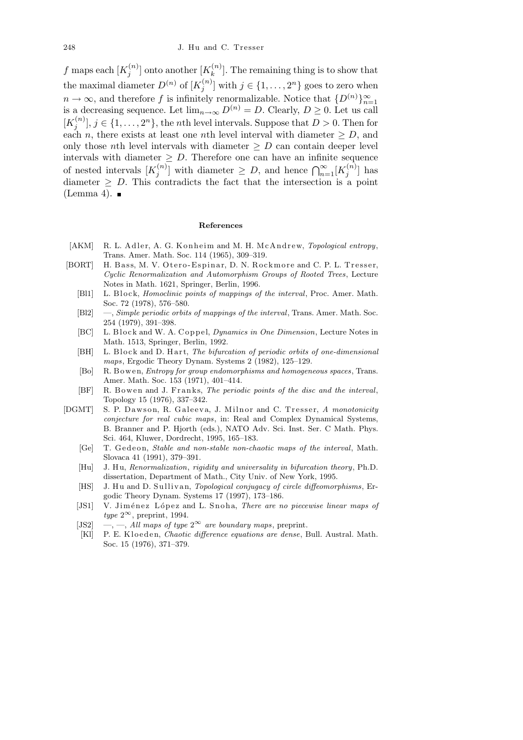$f$ maps each $[K_j^{(n)}]$ onto another $[K_k^{(n)}]$. The remaining thing is to show that the maximal diameter $D^{(n)}$ of $[K_j^{(n)}]$ with $j \in \{1, \ldots, 2^n\}$ goes to zero when $n \to \infty$, and therefore $f$ is infinitely renormalizable. Notice that $\{D^{(n)}\}_{n=1}^{\infty}$ is a decreasing sequence. Let $\lim_{n\to\infty} D^{(n)} = D$. Clearly, $D \geq 0$. Let us call $[K_j^{(n)}]$, $j \in \{1, \ldots, 2^n\}$, the $n$th level intervals. Suppose that $D > 0$. Then for each $n$, there exists at least one $n$th level interval with diameter $\geq D$, and only those $n$th level intervals with diameter $\geq D$ can contain deeper level intervals with diameter $\geq D$. Therefore one can have an infinite sequence of nested intervals $[K_j^{(n)}]$ with diameter $\geq D$, and hence $\bigcap_{n=1}^{\infty}[K_j^{(n)}]$ has diameter $\geq D$. This contradicts the fact that the intersection is a point (Lemma 4). ∎

## References

- [AKM] R. L. Adler, A. G. Konheim and M. H. McAndrew, *Topological entropy*, Trans. Amer. Math. Soc. 114 (1965), 309–319.
- [BORT] H. Bass, M. V. Otero-Espinar, D. N. Rockmore and C. P. L. Tresser, *Cyclic Renormalization and Automorphism Groups of Rooted Trees*, Lecture Notes in Math. 1621, Springer, Berlin, 1996.
- [Bl1] L. Block, *Homoclinic points of mappings of the interval*, Proc. Amer. Math. Soc. 72 (1978), 576–580.
- [Bl2] —, *Simple periodic orbits of mappings of the interval*, Trans. Amer. Math. Soc. 254 (1979), 391–398.
- [BC] L. Block and W. A. Coppel, *Dynamics in One Dimension*, Lecture Notes in Math. 1513, Springer, Berlin, 1992.
- [BH] L. Block and D. Hart, *The bifurcation of periodic orbits of one-dimensional maps*, Ergodic Theory Dynam. Systems 2 (1982), 125–129.
- [Bo] R. Bowen, *Entropy for group endomorphisms and homogeneous spaces*, Trans. Amer. Math. Soc. 153 (1971), 401–414.
- [BF] R. Bowen and J. Franks, *The periodic points of the disc and the interval*, Topology 15 (1976), 337–342.
- [DGMT] S. P. Dawson, R. Galeeva, J. Milnor and C. Tresser, *A monotonicity conjecture for real cubic maps*, in: Real and Complex Dynamical Systems, B. Branner and P. Hjorth (eds.), NATO Adv. Sci. Inst. Ser. C Math. Phys. Sci. 464, Kluwer, Dordrecht, 1995, 165–183.
- [Ge] T. Gedeon, *Stable and non-stable non-chaotic maps of the interval*, Math. Slovaca 41 (1991), 379–391.
- [Hu] J. Hu, *Renormalization, rigidity and universality in bifurcation theory*, Ph.D. dissertation, Department of Math., City Univ. of New York, 1995.
- [HS] J. Hu and D. Sullivan, *Topological conjugacy of circle diffeomorphisms*, Ergodic Theory Dynam. Systems 17 (1997), 173–186.
- [JS1] V. Jiménez López and L. Snoha, *There are no piecewise linear maps of type $2^\infty$*, preprint, 1994.
- [JS2] —, —, *All maps of type $2^\infty$ are boundary maps*, preprint.
- [Kl] P. E. Kloeden, *Chaotic difference equations are dense*, Bull. Austral. Math. Soc. 15 (1976), 371–379.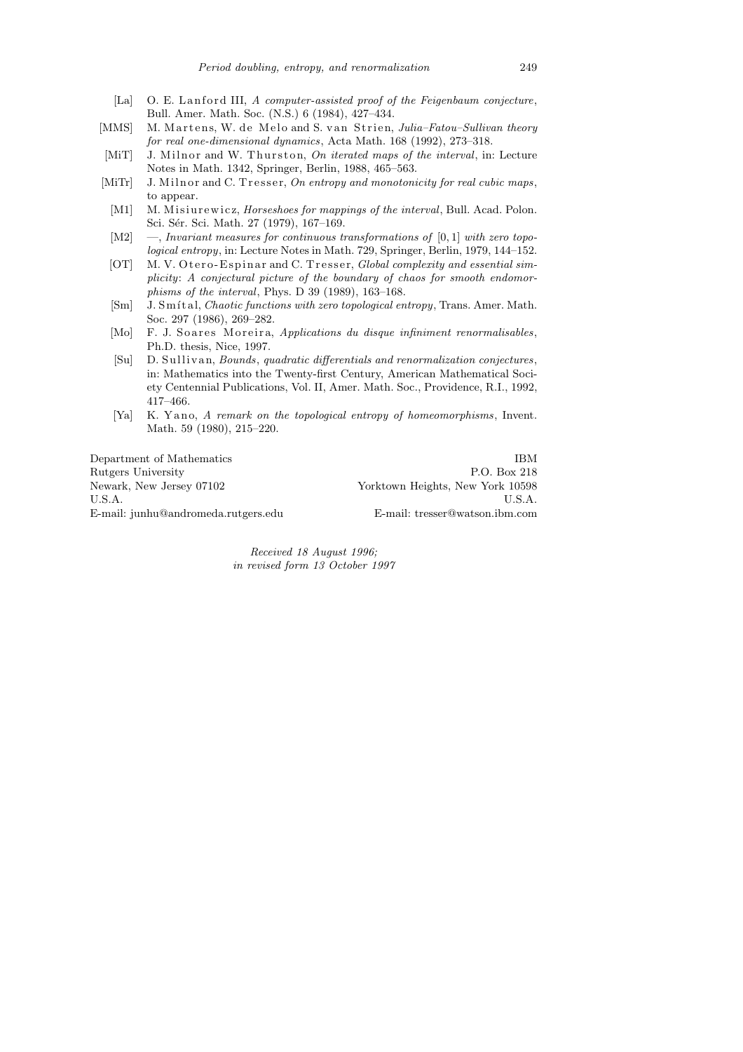[La] O. E. Lanford III, *A computer-assisted proof of the Feigenbaum conjecture*, Bull. Amer. Math. Soc. (N.S.) 6 (1984), 427–434.

[MMS] M. Martens, W. de Melo and S. van Strien, *Julia–Fatou–Sullivan theory for real one-dimensional dynamics*, Acta Math. 168 (1992), 273–318.

[MiT] J. Milnor and W. Thurston, *On iterated maps of the interval*, in: Lecture Notes in Math. 1342, Springer, Berlin, 1988, 465–563.

[MiTr] J. Milnor and C. Tresser, *On entropy and monotonicity for real cubic maps*, to appear.

[M1] M. Misiurewicz, *Horseshoes for mappings of the interval*, Bull. Acad. Polon. Sci. Sér. Sci. Math. 27 (1979), 167–169.

[M2] —, *Invariant measures for continuous transformations of* $[0,1]$ *with zero topological entropy*, in: Lecture Notes in Math. 729, Springer, Berlin, 1979, 144–152.

[OT] M. V. Otero-Espinar and C. Tresser, *Global complexity and essential simplicity*: *A conjectural picture of the boundary of chaos for smooth endomorphisms of the interval*, Phys. D 39 (1989), 163–168.

[Sm] J. Smítal, *Chaotic functions with zero topological entropy*, Trans. Amer. Math. Soc. 297 (1986), 269–282.

[Mo] F. J. Soares Moreira, *Applications du disque infiniment renormalisables*, Ph.D. thesis, Nice, 1997.

[Su] D. Sullivan, *Bounds*, *quadratic differentials and renormalization conjectures*, in: Mathematics into the Twenty-first Century, American Mathematical Society Centennial Publications, Vol. II, Amer. Math. Soc., Providence, R.I., 1992, 417–466.

[Ya] K. Yano, *A remark on the topological entropy of homeomorphisms*, Invent. Math. 59 (1980), 215–220.

Department of Mathematics
Rutgers University
Newark, New Jersey 07102
U.S.A.
E-mail: junhu@andromeda.rutgers.edu

IBM
P.O. Box 218
Yorktown Heights, New York 10598
U.S.A.
E-mail: tresser@watson.ibm.com

*Received 18 August 1996;*
*in revised form 13 October 1997*